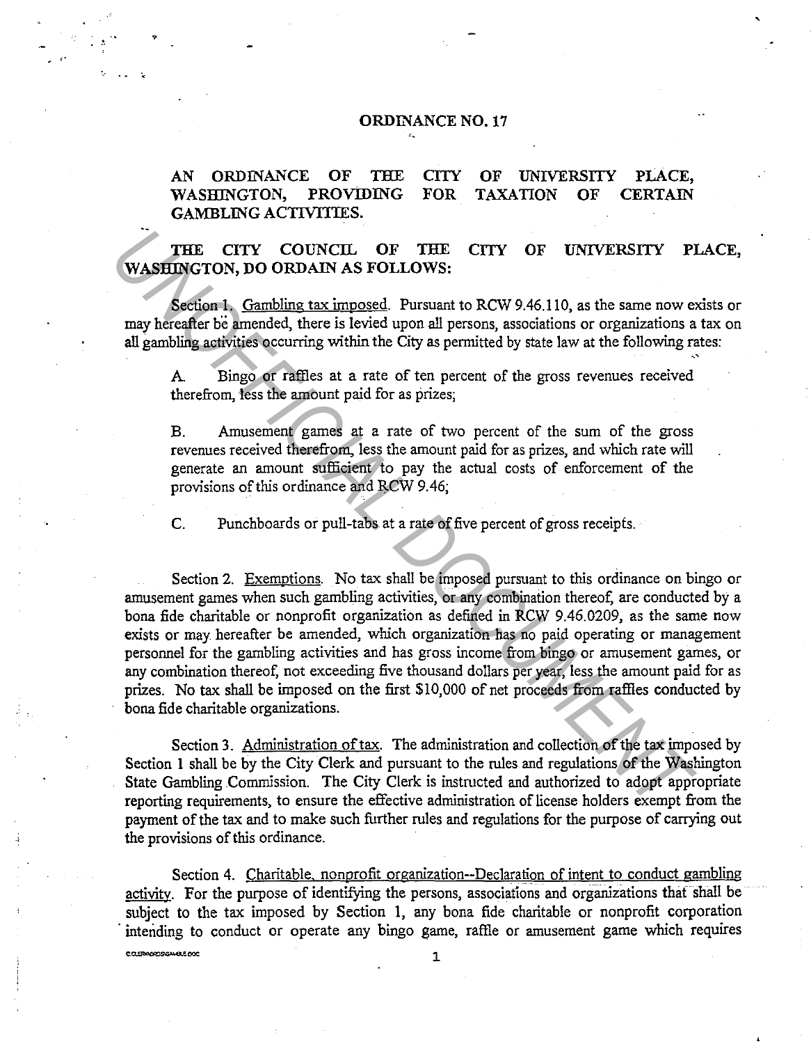# ORDINANCE NO. 17

## AN ORDINANCE OF THE CITY OF UNIVERSITY PLACE, WASHINGTON, PROVIDING FOR TAXATION OF CERTAIN GAMBLING ACTIVITIES.

**THE CITY COUNCIL OF THE CITY OF UNIVERSITY PLACE, WASHINGTON, DO ORDAIN AS FOLLOWS:**

Section 1. Gambling tax imposed. Pursuant to RCW 9.46.110, as the same now exists or may hereafter be amended, there is levied upon all persons, associations or organizations a tax on all gambling activities occurring within the City as permitted by state law at the following rates:

A. Bingo or raffles at a rate of ten percent of the gross revenues received therefrom, less the amount paid for as prizes;

B. Amusement games at a rate of two percent of the sum of the gross revenues received therefrom, less the amount paid for as prizes, and which rate will generate an amount sufficient to pay the actual costs of enforcement of the provisions of this ordinance and RCW 9.46;

C. Punchboards or pull-tabs at a rate of five percent of gross receipts.

Section 2. Exemptions. No tax shall be imposed pursuant to this ordinance on bingo or amusement games when such gambling activities, or any combination thereof, are conducted by a bona fide charitable or nonprofit organization as defined in RCW 9.46.0209, as the same now exists or may hereafter be amended, which organization has no paid operating or management personnel for the gambling activities and has gross income from bingo or amusement games, or any combination thereof, not exceeding five thousand dollars per year, less the amount paid for as prizes. No tax shall be imposed on the first $10,000 of net proceeds from raffles conducted by bona fide charitable organizations.

Section 3. Administration of tax. The administration and collection of the tax imposed by Section 1 shall be by the City Clerk and pursuant to the rules and regulations of the Washington State Gambling Commission. The City Clerk is instructed and authorized to adopt appropriate reporting requirements, to ensure the effective administration of license holders exempt from the payment of the tax and to make such further rules and regulations for the purpose of carrying out the provisions of this ordinance.

Section 4. Charitable, nonprofit organization--Declaration of intent to conduct gambling activity. For the purpose of identifying the persons, associations and organizations that shall be subject to the tax imposed by Section 1, any bona fide charitable or nonprofit corporation intending to conduct or operate any bingo game, raffle or amusement game which requires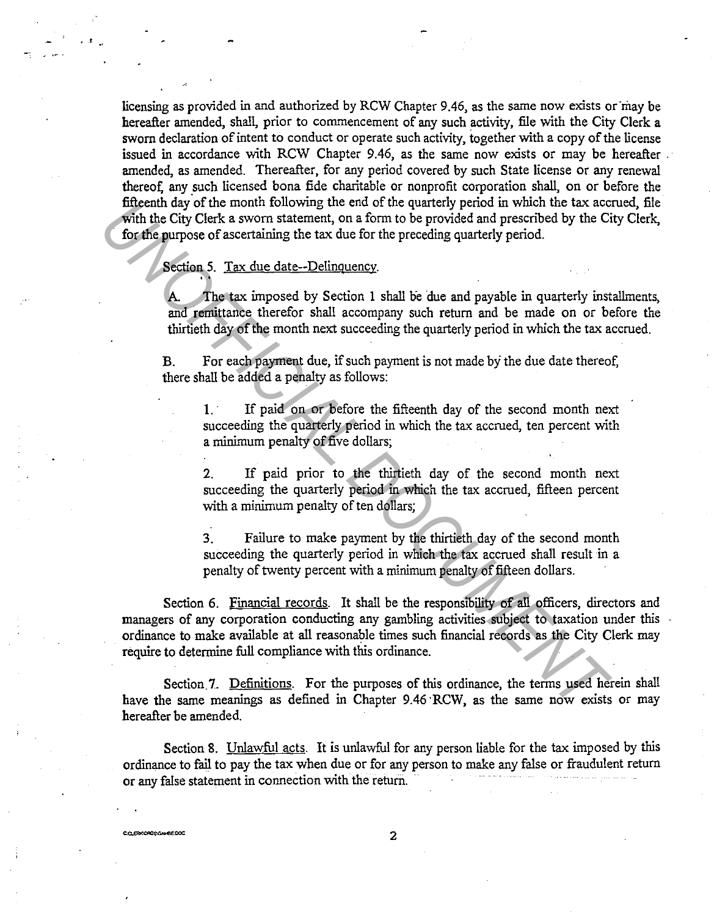licensing as provided in and authorized by RCW Chapter 9.46, as the same now exists or may be hereafter amended, shall, prior to commencement of any such activity, file with the City Clerk a sworn declaration of intent to conduct or operate such activity, together with a copy of the license issued in accordance with RCW Chapter 9.46, as the same now exists or may be hereafter amended, as amended. Thereafter, for any period covered by such State license or any renewal thereof, any such licensed bona fide charitable or nonprofit corporation shall, on or before the fifteenth day of the month following the end of the quarterly period in which the tax accrued, file with the City Clerk a sworn statement, on a form to be provided and prescribed by the City Clerk, for the purpose of ascertaining the tax due for the preceding quarterly period.

Section 5. Tax due date--Delinquency.

A. The tax imposed by Section 1 shall be due and payable in quarterly installments, and remittance therefor shall accompany such return and be made on or before the thirtieth day of the month next succeeding the quarterly period in which the tax accrued.

B. For each payment due, if such payment is not made by the due date thereof, there shall be added a penalty as follows:

1. If paid on or before the fifteenth day of the second month next succeeding the quarterly period in which the tax accrued, ten percent with a minimum penalty of five dollars;

2. If paid prior to the thirtieth day of the second month next succeeding the quarterly period in which the tax accrued, fifteen percent with a minimum penalty of ten dollars;

3. Failure to make payment by the thirtieth day of the second month succeeding the quarterly period in which the tax accrued shall result in a penalty of twenty percent with a minimum penalty of fifteen dollars.

Section 6. Financial records. It shall be the responsibility of all officers, directors and managers of any corporation conducting any gambling activities subject to taxation under this ordinance to make available at all reasonable times such financial records as the City Clerk may require to determine full compliance with this ordinance.

Section 7. Definitions. For the purposes of this ordinance, the terms used herein shall have the same meanings as defined in Chapter 9.46 RCW, as the same now exists or may hereafter be amended.

Section 8. Unlawful acts. It is unlawful for any person liable for the tax imposed by this ordinance to fail to pay the tax when due or for any person to make any false or fraudulent return or any false statement in connection with the return.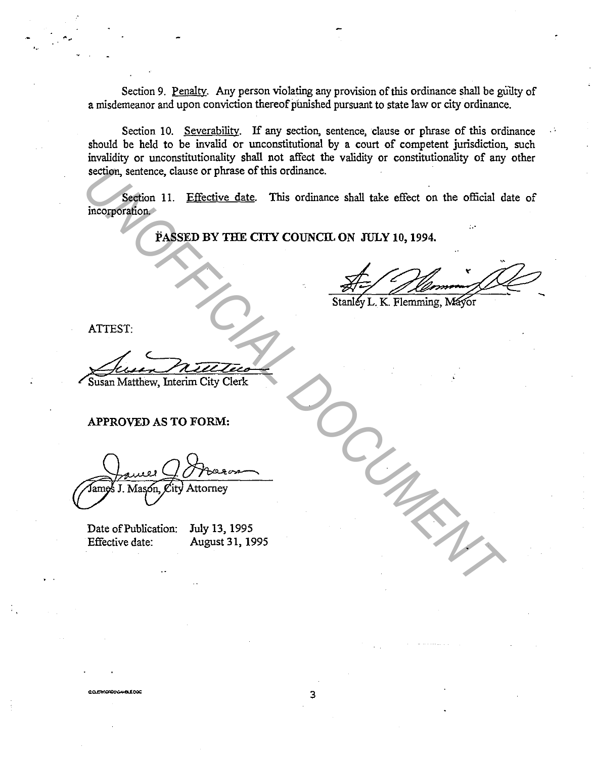Section 9. Penalty. Any person violating any provision of this ordinance shall be guilty of a misdemeanor and upon conviction thereof punished pursuant to state law or city ordinance.

Section 10. Severability. If any section, sentence, clause or phrase of this ordinance should be held to be invalid or unconstitutional by a court of competent jurisdiction, such invalidity or unconstitutionality shall not affect the validity or constitutionality of any other section, sentence, clause or phrase of this ordinance.

Section 11. Effective date. This ordinance shall take effect on the official date of incorporation.

**PASSED BY THE CITY COUNCIL ON JULY 10, 1994.**

Stanley L. K. Flemming, Mayor

ATTEST:

Susan Matthew, Interim City Clerk

**APPROVED AS TO FORM:**

James J. Mason, City Attorney

Date of Publication: July 13, 1995
Effective date: August 31, 1995

UNOFFICIAL DOCUMENT